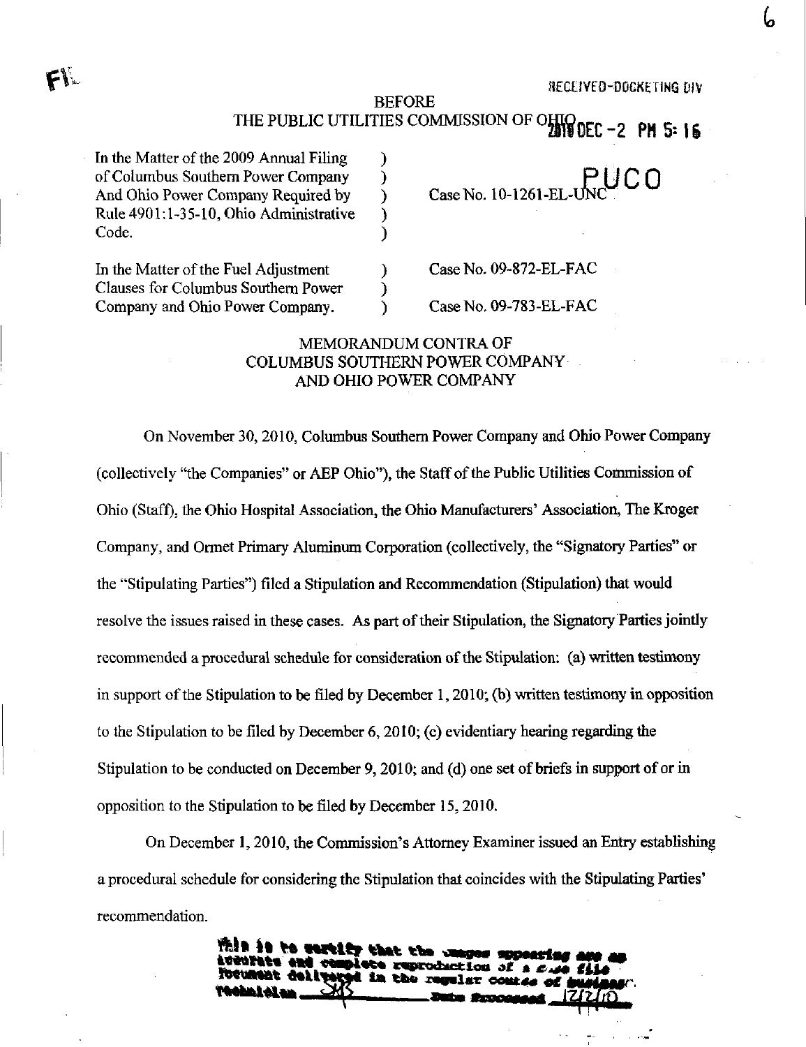RECEIVED-DOCKETING DIV

BEFORE
THE PUBLIC UTILITIES COMMISSION OF OHIO

2010 DEC -2 PM 5:16

PUCO

| | | |
|---|---|---|
| In the Matter of the 2009 Annual Filing of Columbus Southern Power Company And Ohio Power Company Required by Rule 4901:1-35-10, Ohio Administrative Code. | ) ) ) ) ) | Case No. 10-1261-EL-UNC |
| In the Matter of the Fuel Adjustment Clauses for Columbus Southern Power Company and Ohio Power Company. | ) ) ) | Case No. 09-872-EL-FAC<br><br>Case No. 09-783-EL-FAC |

## MEMORANDUM CONTRA OF COLUMBUS SOUTHERN POWER COMPANY AND OHIO POWER COMPANY

On November 30, 2010, Columbus Southern Power Company and Ohio Power Company (collectively "the Companies" or AEP Ohio"), the Staff of the Public Utilities Commission of Ohio (Staff), the Ohio Hospital Association, the Ohio Manufacturers' Association, The Kroger Company, and Ormet Primary Aluminum Corporation (collectively, the "Signatory Parties" or the "Stipulating Parties") filed a Stipulation and Recommendation (Stipulation) that would resolve the issues raised in these cases. As part of their Stipulation, the Signatory Parties jointly recommended a procedural schedule for consideration of the Stipulation: (a) written testimony in support of the Stipulation to be filed by December 1, 2010; (b) written testimony in opposition to the Stipulation to be filed by December 6, 2010; (c) evidentiary hearing regarding the Stipulation to be conducted on December 9, 2010; and (d) one set of briefs in support of or in opposition to the Stipulation to be filed by December 15, 2010.

On December 1, 2010, the Commission's Attorney Examiner issued an Entry establishing a procedural schedule for considering the Stipulation that coincides with the Stipulating Parties' recommendation.

This is to certify that the images appearing are an accurate and complete reproduction of a case file document delivered in the regular course of business. Technician SKS Date Processed 12/2/10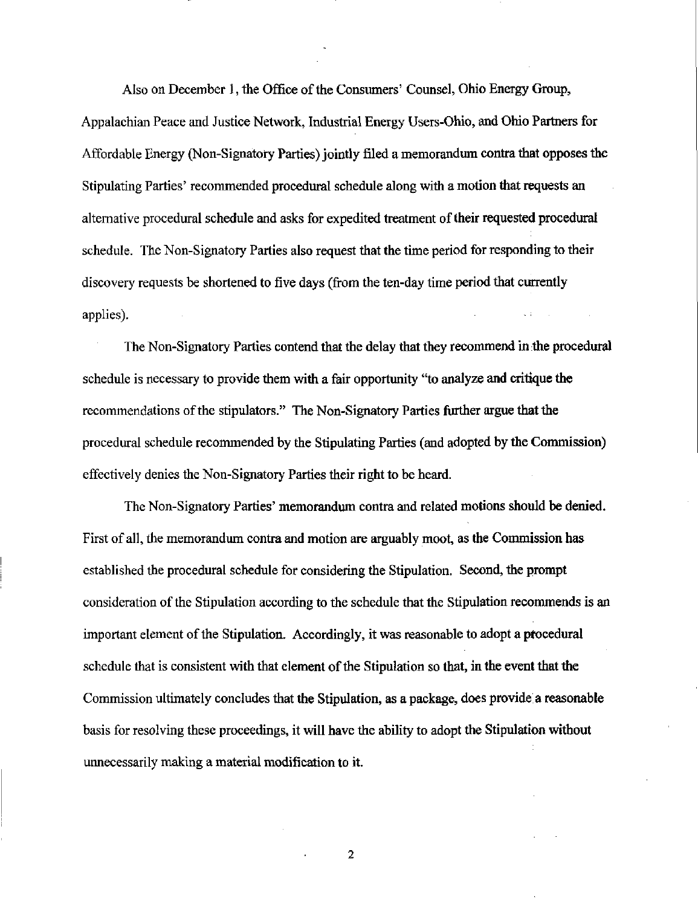Also on December 1, the Office of the Consumers' Counsel, Ohio Energy Group, Appalachian Peace and Justice Network, Industrial Energy Users-Ohio, and Ohio Partners for Affordable Energy (Non-Signatory Parties) jointly filed a memorandum contra that opposes the Stipulating Parties' recommended procedural schedule along with a motion that requests an alternative procedural schedule and asks for expedited treatment of their requested procedural schedule. The Non-Signatory Parties also request that the time period for responding to their discovery requests be shortened to five days (from the ten-day time period that currently applies).

The Non-Signatory Parties contend that the delay that they recommend in the procedural schedule is necessary to provide them with a fair opportunity "to analyze and critique the recommendations of the stipulators." The Non-Signatory Parties further argue that the procedural schedule recommended by the Stipulating Parties (and adopted by the Commission) effectively denies the Non-Signatory Parties their right to be heard.

The Non-Signatory Parties' memorandum contra and related motions should be denied. First of all, the memorandum contra and motion are arguably moot, as the Commission has established the procedural schedule for considering the Stipulation. Second, the prompt consideration of the Stipulation according to the schedule that the Stipulation recommends is an important element of the Stipulation. Accordingly, it was reasonable to adopt a procedural schedule that is consistent with that element of the Stipulation so that, in the event that the Commission ultimately concludes that the Stipulation, as a package, does provide a reasonable basis for resolving these proceedings, it will have the ability to adopt the Stipulation without unnecessarily making a material modification to it.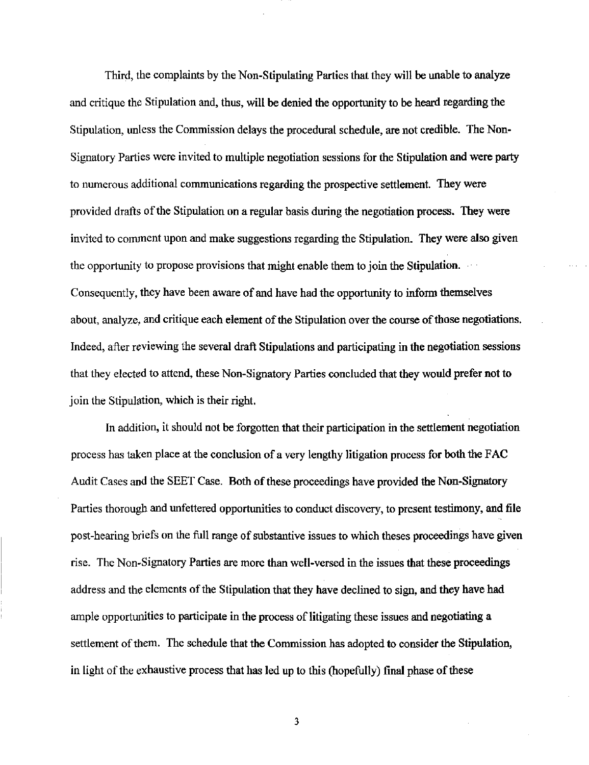Third, the complaints by the Non-Stipulating Parties that they will be unable to analyze and critique the Stipulation and, thus, will be denied the opportunity to be heard regarding the Stipulation, unless the Commission delays the procedural schedule, are not credible. The Non-Signatory Parties were invited to multiple negotiation sessions for the Stipulation and were party to numerous additional communications regarding the prospective settlement. They were provided drafts of the Stipulation on a regular basis during the negotiation process. They were invited to comment upon and make suggestions regarding the Stipulation. They were also given the opportunity to propose provisions that might enable them to join the Stipulation. Consequently, they have been aware of and have had the opportunity to inform themselves about, analyze, and critique each element of the Stipulation over the course of those negotiations. Indeed, after reviewing the several draft Stipulations and participating in the negotiation sessions that they elected to attend, these Non-Signatory Parties concluded that they would prefer not to join the Stipulation, which is their right.

In addition, it should not be forgotten that their participation in the settlement negotiation process has taken place at the conclusion of a very lengthy litigation process for both the FAC Audit Cases and the SEET Case. Both of these proceedings have provided the Non-Signatory Parties thorough and unfettered opportunities to conduct discovery, to present testimony, and file post-hearing briefs on the full range of substantive issues to which theses proceedings have given rise. The Non-Signatory Parties are more than well-versed in the issues that these proceedings address and the elements of the Stipulation that they have declined to sign, and they have had ample opportunities to participate in the process of litigating these issues and negotiating a settlement of them. The schedule that the Commission has adopted to consider the Stipulation, in light of the exhaustive process that has led up to this (hopefully) final phase of these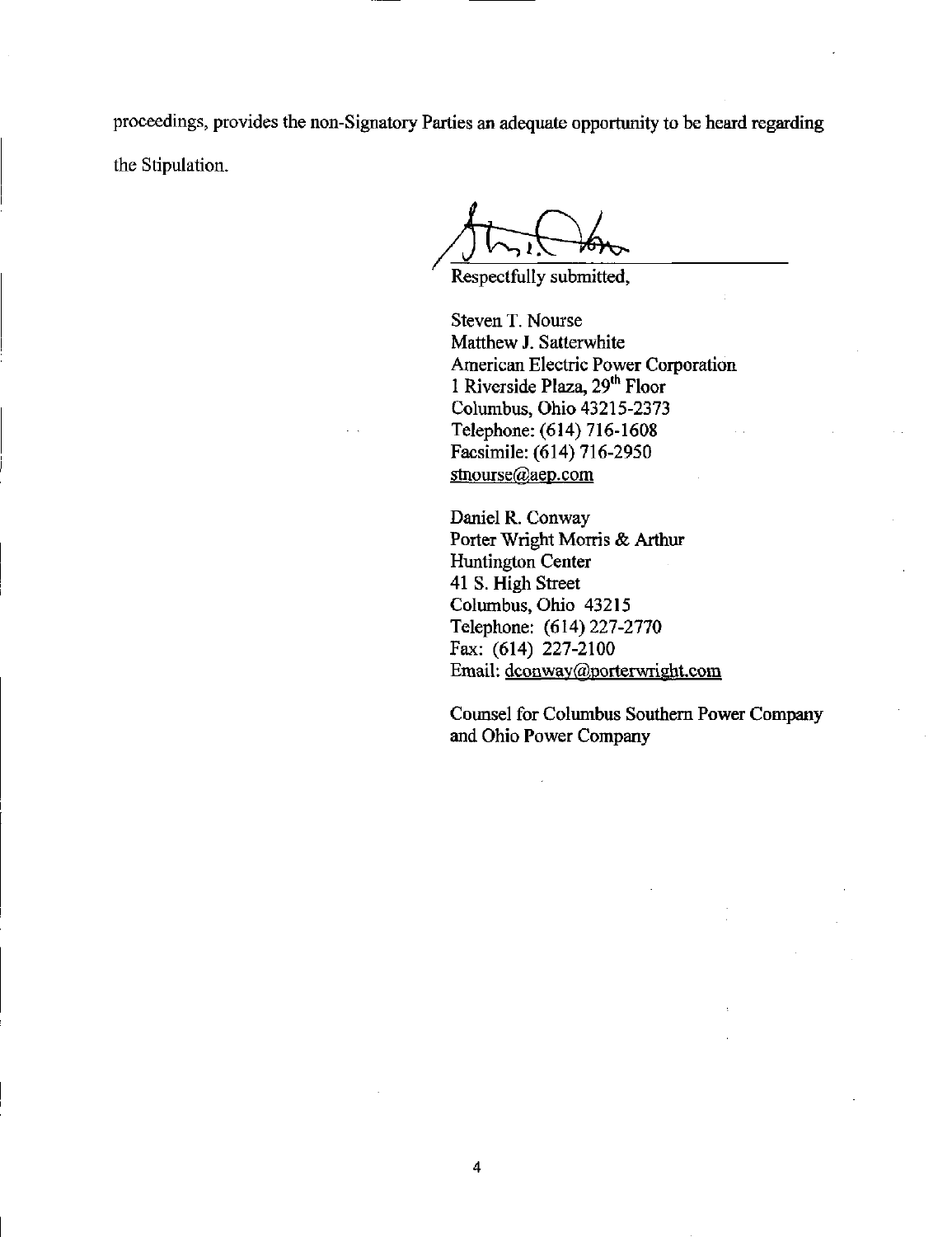proceedings, provides the non-Signatory Parties an adequate opportunity to be heard regarding the Stipulation.

Respectfully submitted,

Steven T. Nourse
Matthew J. Satterwhite
American Electric Power Corporation
1 Riverside Plaza, 29th Floor
Columbus, Ohio 43215-2373
Telephone: (614) 716-1608
Facsimile: (614) 716-2950
stnourse@aep.com

Daniel R. Conway
Porter Wright Morris & Arthur
Huntington Center
41 S. High Street
Columbus, Ohio 43215
Telephone: (614) 227-2770
Fax: (614) 227-2100
Email: dconway@porterwright.com

Counsel for Columbus Southern Power Company and Ohio Power Company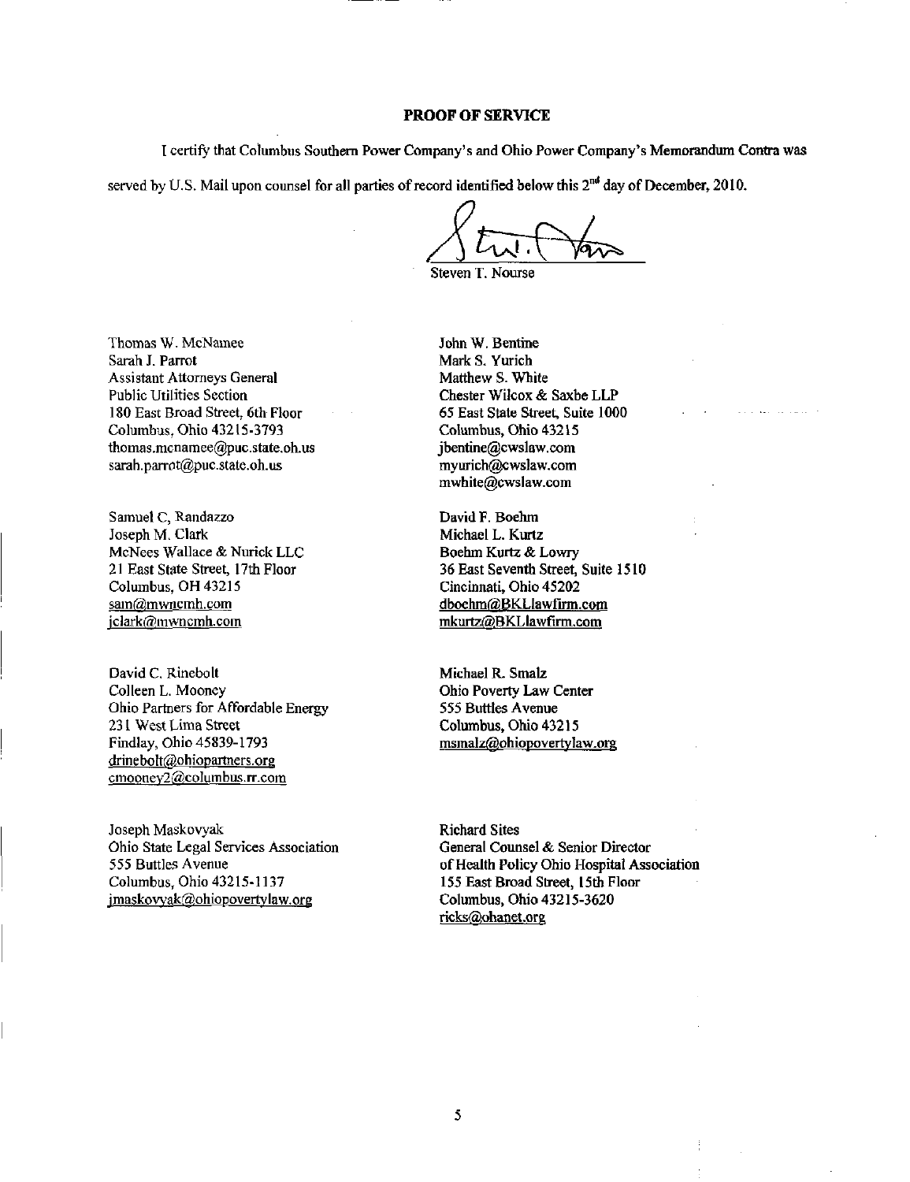## PROOF OF SERVICE

I certify that Columbus Southern Power Company's and Ohio Power Company's Memorandum Contra was served by U.S. Mail upon counsel for all parties of record identified below this 2nd day of December, 2010.

Steven T. Nourse

Thomas W. McNamee
Sarah J. Parrot
Assistant Attorneys General
Public Utilities Section
180 East Broad Street, 6th Floor
Columbus, Ohio 43215-3793
thomas.mcnamee@puc.state.oh.us
sarah.parrot@puc.state.oh.us

John W. Bentine
Mark S. Yurich
Matthew S. White
Chester Wilcox & Saxbe LLP
65 East State Street, Suite 1000
Columbus, Ohio 43215
jbentine@cwslaw.com
myurich@cwslaw.com
mwhite@cwslaw.com

Samuel C, Randazzo
Joseph M. Clark
McNees Wallace & Nurick LLC
21 East State Street, 17th Floor
Columbus, OH 43215
sam@mwncmh.com
jclark@mwncmh.com

David F. Boehm
Michael L. Kurtz
Boehm Kurtz & Lowry
36 East Seventh Street, Suite 1510
Cincinnati, Ohio 45202
dboehm@BKLlawfirm.com
mkurtz@BKLlawfirm.com

David C. Rinebolt
Colleen L. Mooney
Ohio Partners for Affordable Energy
231 West Lima Street
Findlay, Ohio 45839-1793
drinebolt@ohiopartners.org
cmooney2@columbus.rr.com

Michael R. Smalz
Ohio Poverty Law Center
555 Buttles Avenue
Columbus, Ohio 43215
msmalz@ohiopovertylaw.org

Joseph Maskovyak
Ohio State Legal Services Association
555 Buttles Avenue
Columbus, Ohio 43215-1137
jmaskovyak@ohiopovertylaw.org

Richard Sites
General Counsel & Senior Director
of Health Policy Ohio Hospital Association
155 East Broad Street, 15th Floor
Columbus, Ohio 43215-3620
ricks@ohanet.org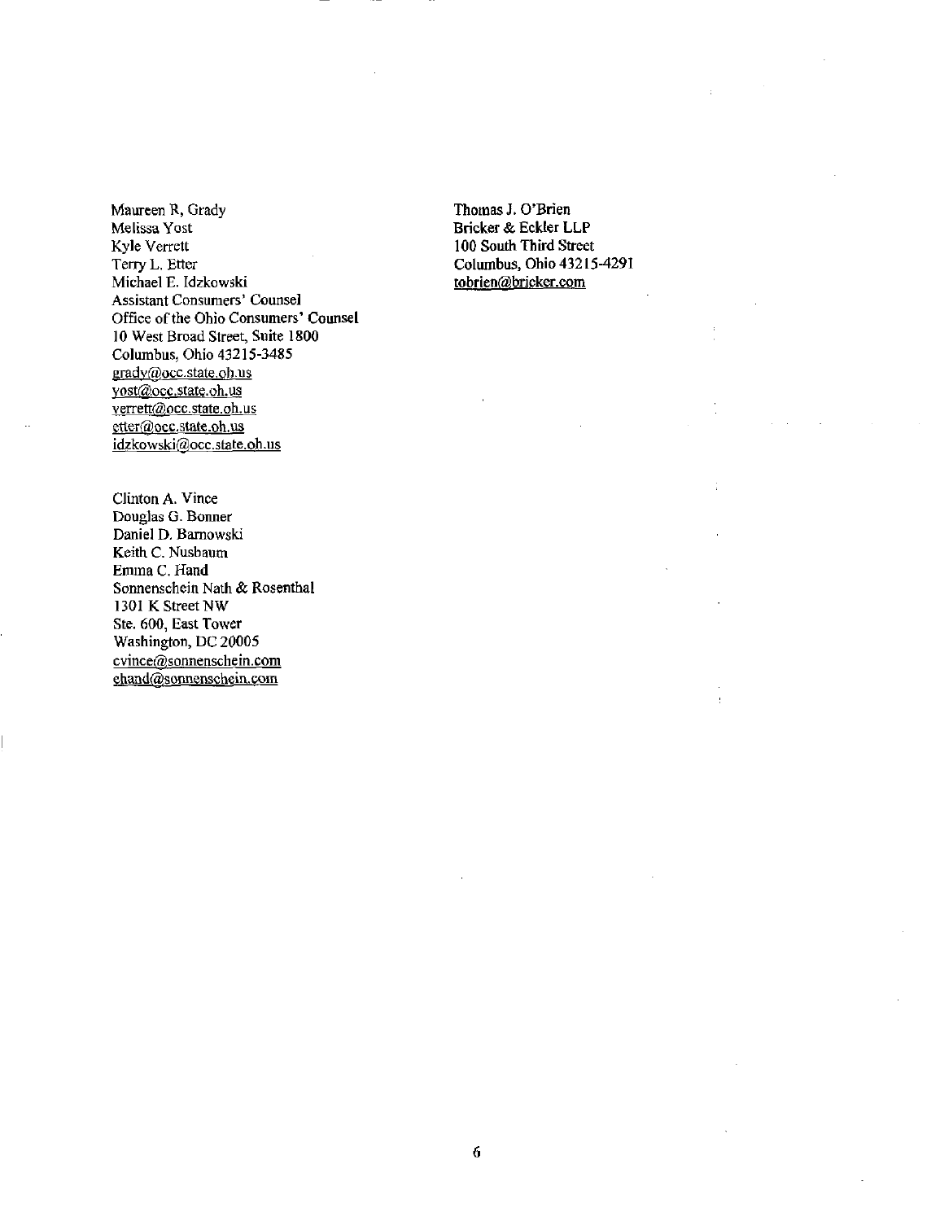Maureen R. Grady
Melissa Yost
Kyle Verrett
Terry L. Etter
Michael E. Idzkowski
Assistant Consumers' Counsel
Office of the Ohio Consumers' Counsel
10 West Broad Street, Suite 1800
Columbus, Ohio 43215-3485
grady@occ.state.oh.us
yost@occ.state.oh.us
verrett@occ.state.oh.us
etter@occ.state.oh.us
idzkowski@occ.state.oh.us

Clinton A. Vince
Douglas G. Bonner
Daniel D. Barnowski
Keith C. Nusbaum
Emma C. Hand
Sonnenschein Nath & Rosenthal
1301 K Street NW
Ste. 600, East Tower
Washington, DC 20005
cvince@sonnenschein.com
ehand@sonnenschein.com

Thomas J. O'Brien
Bricker & Eckler LLP
100 South Third Street
Columbus, Ohio 43215-4291
tobrien@bricker.com